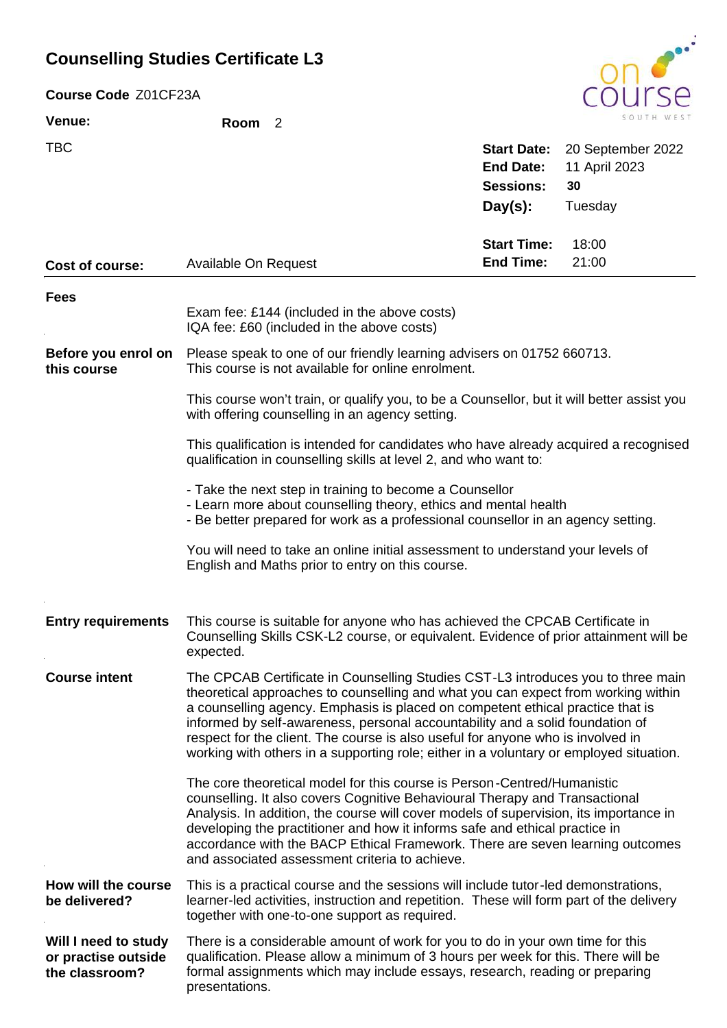# Counselling Studies Certificate L3

**Course Code** Z01CF23A

**Venue:** **Room** 2

TBC

**Start Date:** 20 September 2022
**End Date:** 11 April 2023
**Sessions:** **30**
**Day(s):** Tuesday

**Start Time:** 18:00
**End Time:** 21:00

**Cost of course:** Available On Request

---

**Fees**

Exam fee: £144 (included in the above costs)
IQA fee: £60 (included in the above costs)

**Before you enrol on this course**

Please speak to one of our friendly learning advisers on 01752 660713.
This course is not available for online enrolment.

This course won't train, or qualify you, to be a Counsellor, but it will better assist you with offering counselling in an agency setting.

This qualification is intended for candidates who have already acquired a recognised qualification in counselling skills at level 2, and who want to:

- Take the next step in training to become a Counsellor
- Learn more about counselling theory, ethics and mental health
- Be better prepared for work as a professional counsellor in an agency setting.

You will need to take an online initial assessment to understand your levels of English and Maths prior to entry on this course.

**Entry requirements**

This course is suitable for anyone who has achieved the CPCAB Certificate in Counselling Skills CSK-L2 course, or equivalent. Evidence of prior attainment will be expected.

**Course intent**

The CPCAB Certificate in Counselling Studies CST-L3 introduces you to three main theoretical approaches to counselling and what you can expect from working within a counselling agency. Emphasis is placed on competent ethical practice that is informed by self-awareness, personal accountability and a solid foundation of respect for the client. The course is also useful for anyone who is involved in working with others in a supporting role; either in a voluntary or employed situation.

The core theoretical model for this course is Person-Centred/Humanistic counselling. It also covers Cognitive Behavioural Therapy and Transactional Analysis. In addition, the course will cover models of supervision, its importance in developing the practitioner and how it informs safe and ethical practice in accordance with the BACP Ethical Framework. There are seven learning outcomes and associated assessment criteria to achieve.

**How will the course be delivered?**

This is a practical course and the sessions will include tutor-led demonstrations, learner-led activities, instruction and repetition. These will form part of the delivery together with one-to-one support as required.

**Will I need to study or practise outside the classroom?**

There is a considerable amount of work for you to do in your own time for this qualification. Please allow a minimum of 3 hours per week for this. There will be formal assignments which may include essays, research, reading or preparing presentations.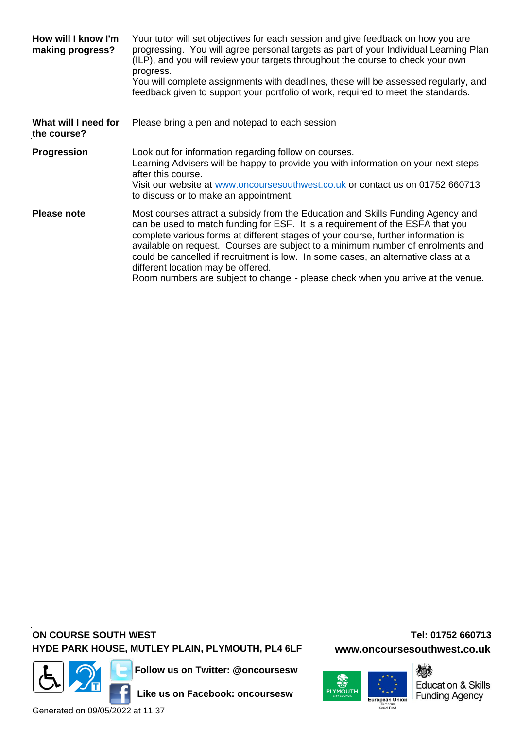| | |
|---|---|
| **How will I know I'm making progress?** | Your tutor will set objectives for each session and give feedback on how you are progressing. You will agree personal targets as part of your Individual Learning Plan (ILP), and you will review your targets throughout the course to check your own progress.<br>You will complete assignments with deadlines, these will be assessed regularly, and feedback given to support your portfolio of work, required to meet the standards. |
| **What will I need for the course?** | Please bring a pen and notepad to each session |
| **Progression** | Look out for information regarding follow on courses.<br>Learning Advisers will be happy to provide you with information on your next steps after this course.<br>Visit our website at www.oncoursesouthwest.co.uk or contact us on 01752 660713 to discuss or to make an appointment. |
| **Please note** | Most courses attract a subsidy from the Education and Skills Funding Agency and can be used to match funding for ESF. It is a requirement of the ESFA that you complete various forms at different stages of your course, further information is available on request. Courses are subject to a minimum number of enrolments and could be cancelled if recruitment is low. In some cases, an alternative class at a different location may be offered.<br>Room numbers are subject to change - please check when you arrive at the venue. |

**ON COURSE SOUTH WEST**
**HYDE PARK HOUSE, MUTLEY PLAIN, PLYMOUTH, PL4 6LF**

**Tel: 01752 660713**
**www.oncoursesouthwest.co.uk**

**Follow us on Twitter: @oncoursesw**

**Like us on Facebook: oncoursesw**

PLYMOUTH CITY COUNCIL

European Union
European Social Fund

Education & Skills Funding Agency

Generated on 09/05/2022 at 11:37